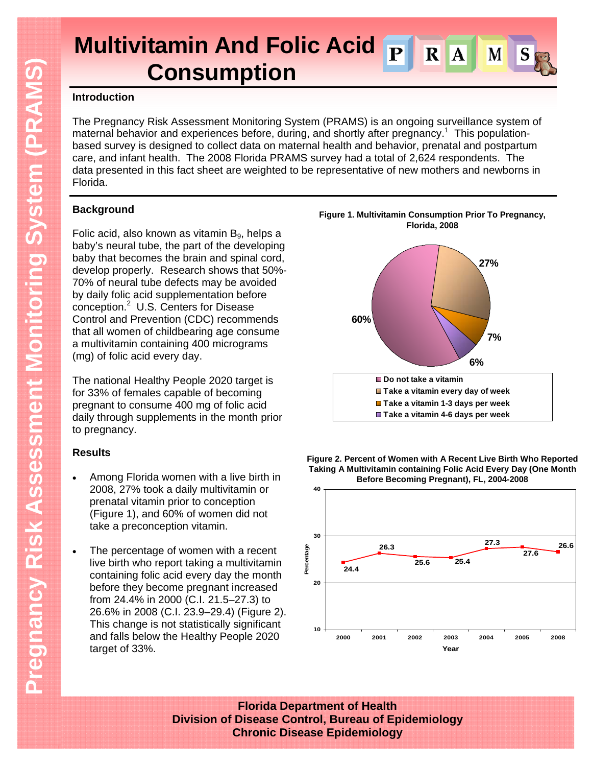# Multivitamin And Folic Acid Consumption

## Introduction

The Pregnancy Risk Assessment Monitoring System (PRAMS) is an ongoing surveillance system of maternal behavior and experiences before, during, and shortly after pregnancy.[1] This population-based survey is designed to collect data on maternal health and behavior, prenatal and postpartum care, and infant health. The 2008 Florida PRAMS survey had a total of 2,624 respondents. The data presented in this fact sheet are weighted to be representative of new mothers and newborns in Florida.

## Background

Folic acid, also known as vitamin $B_9$, helps a baby's neural tube, the part of the developing baby that becomes the brain and spinal cord, develop properly. Research shows that 50%-70% of neural tube defects may be avoided by daily folic acid supplementation before conception.[2] U.S. Centers for Disease Control and Prevention (CDC) recommends that all women of childbearing age consume a multivitamin containing 400 micrograms (mg) of folic acid every day.

The national Healthy People 2020 target is for 33% of females capable of becoming pregnant to consume 400 mg of folic acid daily through supplements in the month prior to pregnancy.

**Figure 1. Multivitamin Consumption Prior To Pregnancy, Florida, 2008**

| Category | Percent |
|---|---|
| Do not take a vitamin | 60% |
| Take a vitamin every day of week | 27% |
| Take a vitamin 1-3 days per week | 7% |
| Take a vitamin 4-6 days per week | 6% |

## Results

- Among Florida women with a live birth in 2008, 27% took a daily multivitamin or prenatal vitamin prior to conception (Figure 1), and 60% of women did not take a preconception vitamin.
- The percentage of women with a recent live birth who report taking a multivitamin containing folic acid every day the month before they become pregnant increased from 24.4% in 2000 (C.I. 21.5–27.3) to 26.6% in 2008 (C.I. 23.9–29.4) (Figure 2). This change is not statistically significant and falls below the Healthy People 2020 target of 33%.

**Figure 2. Percent of Women with A Recent Live Birth Who Reported Taking A Multivitamin containing Folic Acid Every Day (One Month Before Becoming Pregnant), FL, 2004-2008**

| Year | Percentage |
|---|---|
| 2000 | 24.4 |
| 2001 | 26.3 |
| 2002 | 25.6 |
| 2003 | 25.4 |
| 2004 | 27.3 |
| 2005 | 27.6 |
| 2008 | 26.6 |

**Florida Department of Health**
**Division of Disease Control, Bureau of Epidemiology**
**Chronic Disease Epidemiology**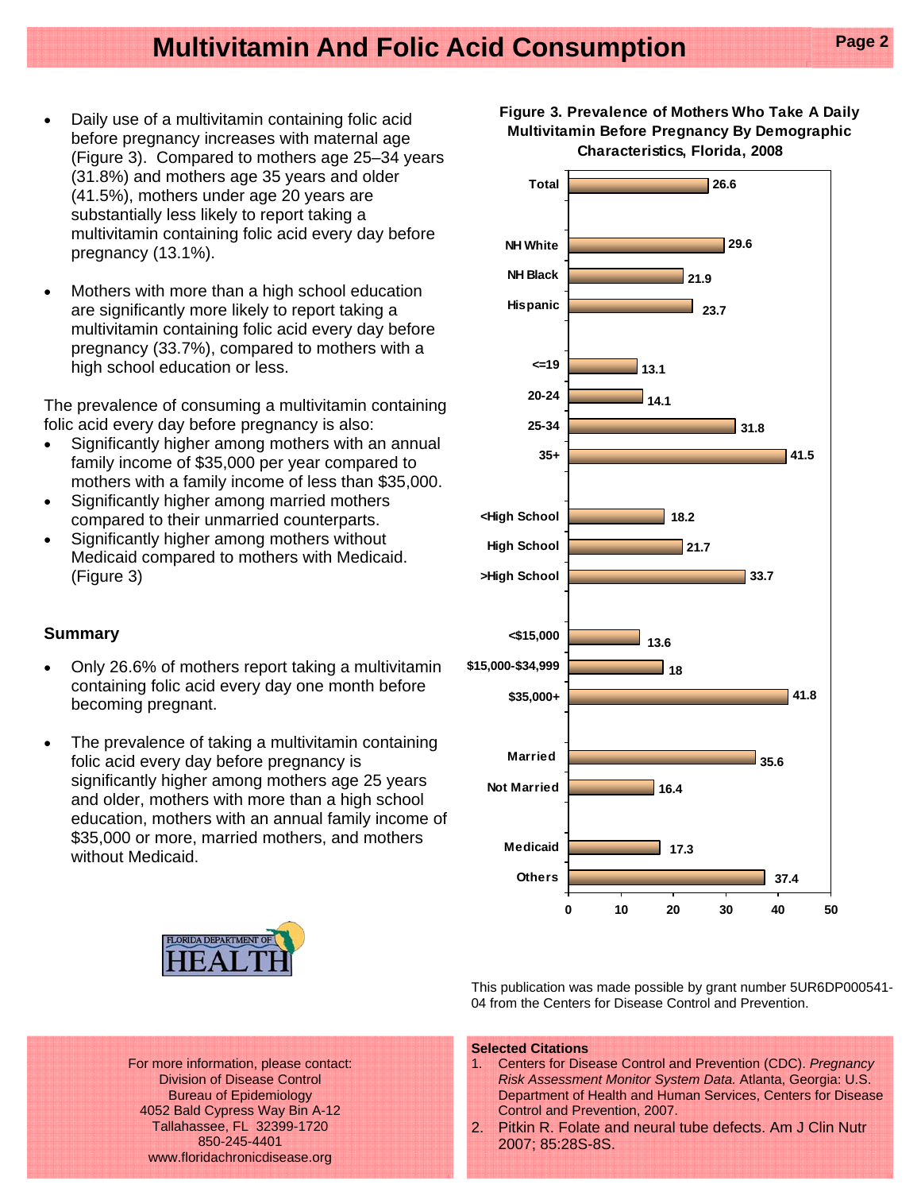# Multivitamin And Folic Acid Consumption

- Daily use of a multivitamin containing folic acid before pregnancy increases with maternal age (Figure 3). Compared to mothers age 25–34 years (31.8%) and mothers age 35 years and older (41.5%), mothers under age 20 years are substantially less likely to report taking a multivitamin containing folic acid every day before pregnancy (13.1%).

- Mothers with more than a high school education are significantly more likely to report taking a multivitamin containing folic acid every day before pregnancy (33.7%), compared to mothers with a high school education or less.

The prevalence of consuming a multivitamin containing folic acid every day before pregnancy is also:

- Significantly higher among mothers with an annual family income of $35,000 per year compared to mothers with a family income of less than $35,000.
- Significantly higher among married mothers compared to their unmarried counterparts.
- Significantly higher among mothers without Medicaid compared to mothers with Medicaid. (Figure 3)

**Figure 3. Prevalence of Mothers Who Take A Daily Multivitamin Before Pregnancy By Demographic Characteristics, Florida, 2008**

Total 26.6
NH White 29.6
NH Black 21.9
Hispanic 23.7
<=19 13.1
20-24 14.1
25-34 31.8
35+ 41.5
<High School 18.2
High School 21.7
>High School 33.7
<$15,000 13.6
$15,000-$34,999 18
$35,000+ 41.8
Married 35.6
Not Married 16.4
Medicaid 17.3
Others 37.4

0 10 20 30 40 50

## Summary

- Only 26.6% of mothers report taking a multivitamin containing folic acid every day one month before becoming pregnant.

- The prevalence of taking a multivitamin containing folic acid every day before pregnancy is significantly higher among mothers age 25 years and older, mothers with more than a high school education, mothers with an annual family income of $35,000 or more, married mothers, and mothers without Medicaid.

FLORIDA DEPARTMENT OF HEALTH

This publication was made possible by grant number 5UR6DP000541-04 from the Centers for Disease Control and Prevention.

For more information, please contact:
Division of Disease Control
Bureau of Epidemiology
4052 Bald Cypress Way Bin A-12
Tallahassee, FL 32399-1720
850-245-4401
www.floridachronicdisease.org

**Selected Citations**

1. Centers for Disease Control and Prevention (CDC). *Pregnancy Risk Assessment Monitor System Data.* Atlanta, Georgia: U.S. Department of Health and Human Services, Centers for Disease Control and Prevention, 2007.
2. Pitkin R. Folate and neural tube defects. Am J Clin Nutr 2007; 85:28S-8S.